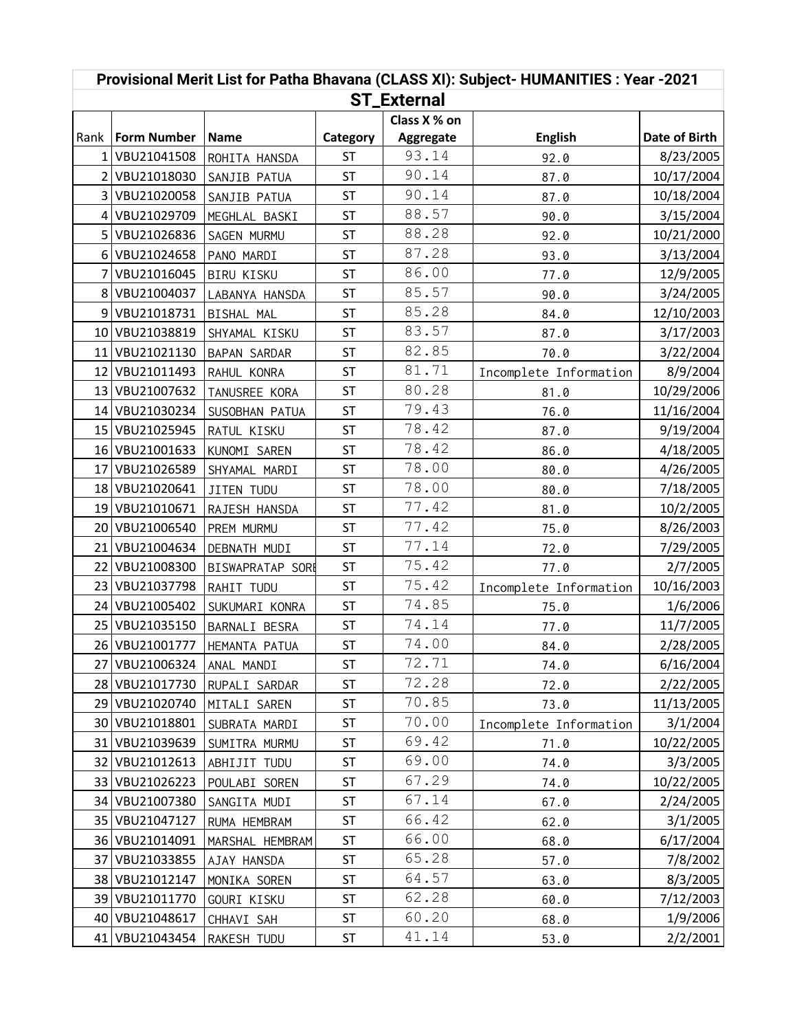| Provisional Merit List for Patha Bhavana (CLASS XI): Subject- HUMANITIES : Year -2021 | | | | | | |
|---|---|---|---|---|---|---|
| **ST_External** | | | | | | |
| Rank | Form Number | Name | Category | Class X % on Aggregate | English | Date of Birth |
| 1 | VBU21041508 | ROHITA HANSDA | ST | 93.14 | 92.0 | 8/23/2005 |
| 2 | VBU21018030 | SANJIB PATUA | ST | 90.14 | 87.0 | 10/17/2004 |
| 3 | VBU21020058 | SANJIB PATUA | ST | 90.14 | 87.0 | 10/18/2004 |
| 4 | VBU21029709 | MEGHLAL BASKI | ST | 88.57 | 90.0 | 3/15/2004 |
| 5 | VBU21026836 | SAGEN MURMU | ST | 88.28 | 92.0 | 10/21/2000 |
| 6 | VBU21024658 | PANO MARDI | ST | 87.28 | 93.0 | 3/13/2004 |
| 7 | VBU21016045 | BIRU KISKU | ST | 86.00 | 77.0 | 12/9/2005 |
| 8 | VBU21004037 | LABANYA HANSDA | ST | 85.57 | 90.0 | 3/24/2005 |
| 9 | VBU21018731 | BISHAL MAL | ST | 85.28 | 84.0 | 12/10/2003 |
| 10 | VBU21038819 | SHYAMAL KISKU | ST | 83.57 | 87.0 | 3/17/2003 |
| 11 | VBU21021130 | BAPAN SARDAR | ST | 82.85 | 70.0 | 3/22/2004 |
| 12 | VBU21011493 | RAHUL KONRA | ST | 81.71 | Incomplete Information | 8/9/2004 |
| 13 | VBU21007632 | TANUSREE KORA | ST | 80.28 | 81.0 | 10/29/2006 |
| 14 | VBU21030234 | SUSOBHAN PATUA | ST | 79.43 | 76.0 | 11/16/2004 |
| 15 | VBU21025945 | RATUL KISKU | ST | 78.42 | 87.0 | 9/19/2004 |
| 16 | VBU21001633 | KUNOMI SAREN | ST | 78.42 | 86.0 | 4/18/2005 |
| 17 | VBU21026589 | SHYAMAL MARDI | ST | 78.00 | 80.0 | 4/26/2005 |
| 18 | VBU21020641 | JITEN TUDU | ST | 78.00 | 80.0 | 7/18/2005 |
| 19 | VBU21010671 | RAJESH HANSDA | ST | 77.42 | 81.0 | 10/2/2005 |
| 20 | VBU21006540 | PREM MURMU | ST | 77.42 | 75.0 | 8/26/2003 |
| 21 | VBU21004634 | DEBNATH MUDI | ST | 77.14 | 72.0 | 7/29/2005 |
| 22 | VBU21008300 | BISWAPRATAP SORE | ST | 75.42 | 77.0 | 2/7/2005 |
| 23 | VBU21037798 | RAHIT TUDU | ST | 75.42 | Incomplete Information | 10/16/2003 |
| 24 | VBU21005402 | SUKUMARI KONRA | ST | 74.85 | 75.0 | 1/6/2006 |
| 25 | VBU21035150 | BARNALI BESRA | ST | 74.14 | 77.0 | 11/7/2005 |
| 26 | VBU21001777 | HEMANTA PATUA | ST | 74.00 | 84.0 | 2/28/2005 |
| 27 | VBU21006324 | ANAL MANDI | ST | 72.71 | 74.0 | 6/16/2004 |
| 28 | VBU21017730 | RUPALI SARDAR | ST | 72.28 | 72.0 | 2/22/2005 |
| 29 | VBU21020740 | MITALI SAREN | ST | 70.85 | 73.0 | 11/13/2005 |
| 30 | VBU21018801 | SUBRATA MARDI | ST | 70.00 | Incomplete Information | 3/1/2004 |
| 31 | VBU21039639 | SUMITRA MURMU | ST | 69.42 | 71.0 | 10/22/2005 |
| 32 | VBU21012613 | ABHIJIT TUDU | ST | 69.00 | 74.0 | 3/3/2005 |
| 33 | VBU21026223 | POULABI SOREN | ST | 67.29 | 74.0 | 10/22/2005 |
| 34 | VBU21007380 | SANGITA MUDI | ST | 67.14 | 67.0 | 2/24/2005 |
| 35 | VBU21047127 | RUMA HEMBRAM | ST | 66.42 | 62.0 | 3/1/2005 |
| 36 | VBU21014091 | MARSHAL HEMBRAM | ST | 66.00 | 68.0 | 6/17/2004 |
| 37 | VBU21033855 | AJAY HANSDA | ST | 65.28 | 57.0 | 7/8/2002 |
| 38 | VBU21012147 | MONIKA SOREN | ST | 64.57 | 63.0 | 8/3/2005 |
| 39 | VBU21011770 | GOURI KISKU | ST | 62.28 | 60.0 | 7/12/2003 |
| 40 | VBU21048617 | CHHAVI SAH | ST | 60.20 | 68.0 | 1/9/2006 |
| 41 | VBU21043454 | RAKESH TUDU | ST | 41.14 | 53.0 | 2/2/2001 |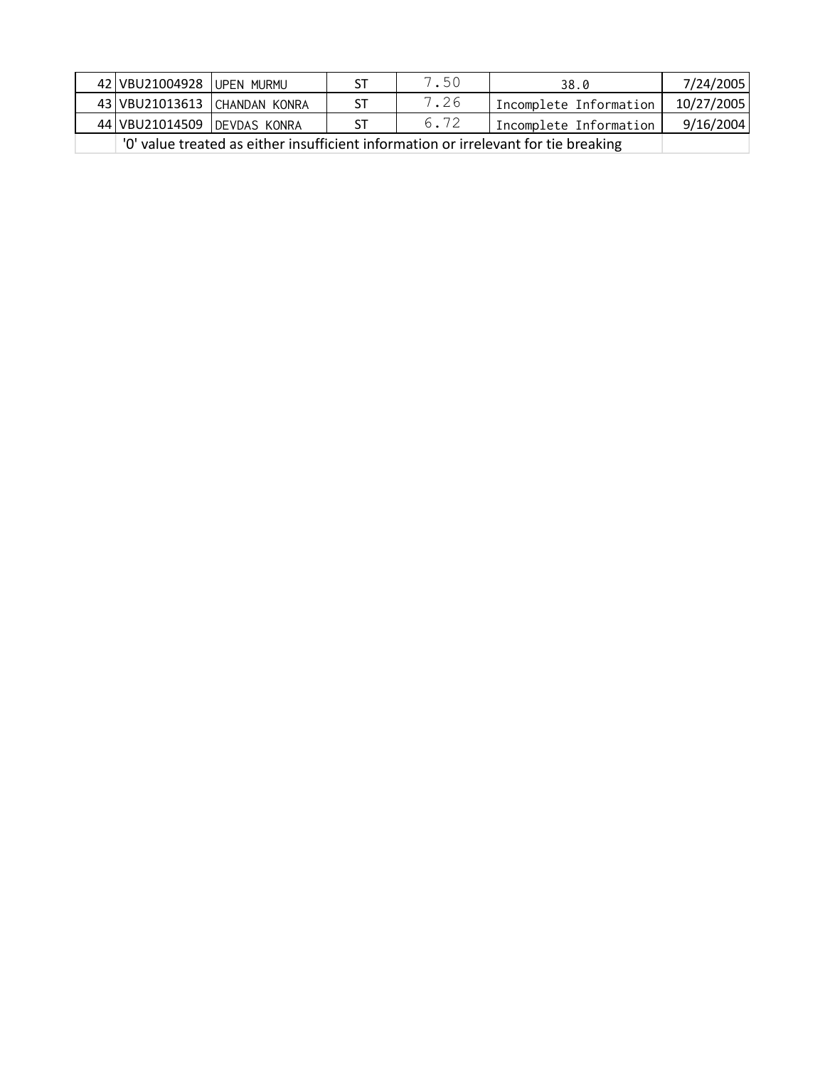| | | | | | | |
|---|---|---|---|---|---|---|
| 42 | VBU21004928 | UPEN MURMU | ST | 7.50 | 38.0 | 7/24/2005 |
| 43 | VBU21013613 | CHANDAN KONRA | ST | 7.26 | Incomplete Information | 10/27/2005 |
| 44 | VBU21014509 | DEVDAS KONRA | ST | 6.72 | Incomplete Information | 9/16/2004 |
| | '0' value treated as either insufficient information or irrelevant for tie breaking | | | | | |